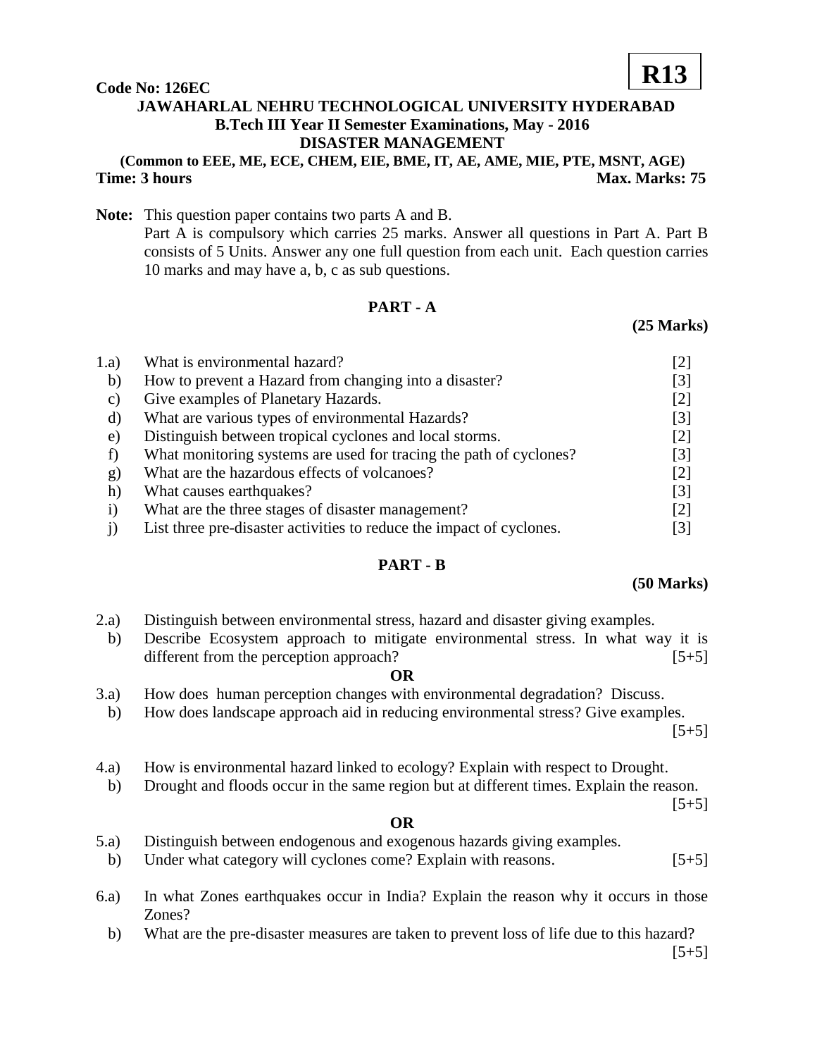**R13**

**Code No: 126EC**

# JAWAHARLAL NEHRU TECHNOLOGICAL UNIVERSITY HYDERABAD

## B.Tech III Year II Semester Examinations, May - 2016

## DISASTER MANAGEMENT

**(Common to EEE, ME, ECE, CHEM, EIE, BME, IT, AE, AME, MIE, PTE, MSNT, AGE)**

**Time: 3 hours** **Max. Marks: 75**

**Note:** This question paper contains two parts A and B.
Part A is compulsory which carries 25 marks. Answer all questions in Part A. Part B consists of 5 Units. Answer any one full question from each unit. Each question carries 10 marks and may have a, b, c as sub questions.

## PART - A

**(25 Marks)**

1.a) What is environmental hazard? [2]

b) How to prevent a Hazard from changing into a disaster? [3]

c) Give examples of Planetary Hazards. [2]

d) What are various types of environmental Hazards? [3]

e) Distinguish between tropical cyclones and local storms. [2]

f) What monitoring systems are used for tracing the path of cyclones? [3]

g) What are the hazardous effects of volcanoes? [2]

h) What causes earthquakes? [3]

i) What are the three stages of disaster management? [2]

j) List three pre-disaster activities to reduce the impact of cyclones. [3]

## PART - B

**(50 Marks)**

2.a) Distinguish between environmental stress, hazard and disaster giving examples.

b) Describe Ecosystem approach to mitigate environmental stress. In what way it is different from the perception approach? [5+5]

**OR**

3.a) How does human perception changes with environmental degradation? Discuss.

b) How does landscape approach aid in reducing environmental stress? Give examples. [5+5]

4.a) How is environmental hazard linked to ecology? Explain with respect to Drought.

b) Drought and floods occur in the same region but at different times. Explain the reason. [5+5]

**OR**

5.a) Distinguish between endogenous and exogenous hazards giving examples.

b) Under what category will cyclones come? Explain with reasons. [5+5]

6.a) In what Zones earthquakes occur in India? Explain the reason why it occurs in those Zones?

b) What are the pre-disaster measures are taken to prevent loss of life due to this hazard? [5+5]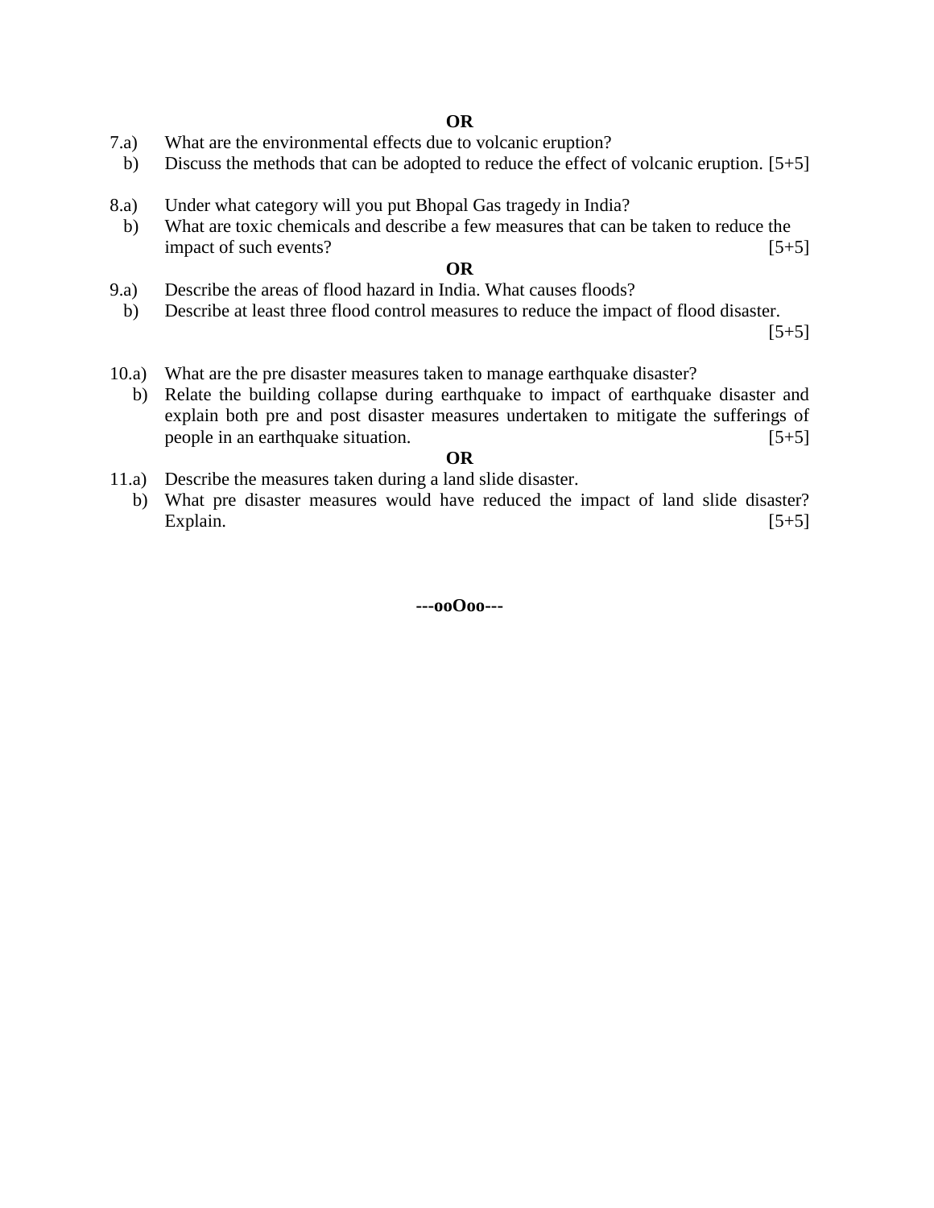**OR**

7.a) What are the environmental effects due to volcanic eruption?
 b) Discuss the methods that can be adopted to reduce the effect of volcanic eruption. [5+5]

8.a) Under what category will you put Bhopal Gas tragedy in India?
 b) What are toxic chemicals and describe a few measures that can be taken to reduce the impact of such events? [5+5]

**OR**

9.a) Describe the areas of flood hazard in India. What causes floods?
 b) Describe at least three flood control measures to reduce the impact of flood disaster. [5+5]

10.a) What are the pre disaster measures taken to manage earthquake disaster?
 b) Relate the building collapse during earthquake to impact of earthquake disaster and explain both pre and post disaster measures undertaken to mitigate the sufferings of people in an earthquake situation. [5+5]

**OR**

11.a) Describe the measures taken during a land slide disaster.
 b) What pre disaster measures would have reduced the impact of land slide disaster? Explain. [5+5]

**---ooOoo---**